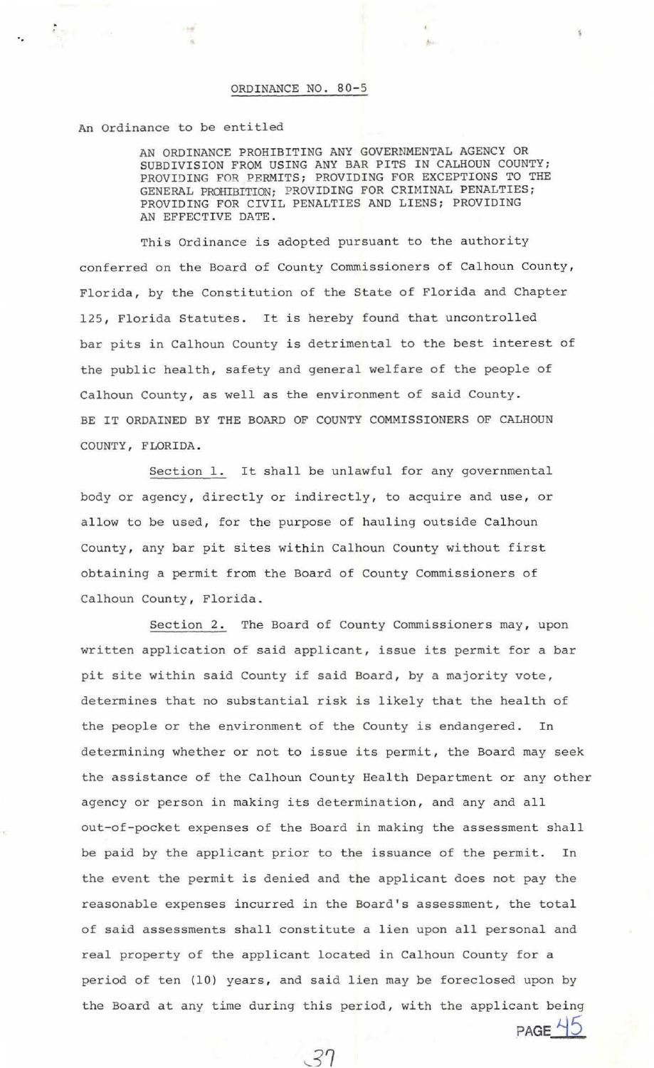ORDINANCE NO. 80-5

An Ordinance to be entitled

AN ORDINANCE PROHIBITING ANY GOVERNMENTAL AGENCY OR SUBDIVISION FROM USING ANY BAR PITS IN CALHOUN COUNTY; PROVIDING FOR PERMITS; PROVIDING FOR EXCEPTIONS TO THE GENERAL PROHIBITION; PROVIDING FOR CRIMINAL PENALTIES; PROVIDING FOR CIVIL PENALTIES AND LIENS; PROVIDING AN EFFECTIVE DATE.

This Ordinance is adopted pursuant to the authority conferred on the Board of County Commissioners of Calhoun County, Florida, by the Constitution of the State of Florida and Chapter 125, Florida Statutes. It is hereby found that uncontrolled bar pits in Calhoun County is detrimental to the best interest of the public health, safety and general welfare of the people of Calhoun County, as well as the environment of said County.

BE IT ORDAINED BY THE BOARD OF COUNTY COMMISSIONERS OF CALHOUN COUNTY, FLORIDA.

Section 1. It shall be unlawful for any governmental body or agency, directly or indirectly, to acquire and use, or allow to be used, for the purpose of hauling outside Calhoun County, any bar pit sites within Calhoun County without first obtaining a permit from the Board of County Commissioners of Calhoun County, Florida.

Section 2. The Board of County Commissioners may, upon written application of said applicant, issue its permit for a bar pit site within said County if said Board, by a majority vote, determines that no substantial risk is likely that the health of the people or the environment of the County is endangered. In determining whether or not to issue its permit, the Board may seek the assistance of the Calhoun County Health Department or any other agency or person in making its determination, and any and all out-of-pocket expenses of the Board in making the assessment shall be paid by the applicant prior to the issuance of the permit. In the event the permit is denied and the applicant does not pay the reasonable expenses incurred in the Board's assessment, the total of said assessments shall constitute a lien upon all personal and real property of the applicant located in Calhoun County for a period of ten (10) years, and said lien may be foreclosed upon by the Board at any time during this period, with the applicant being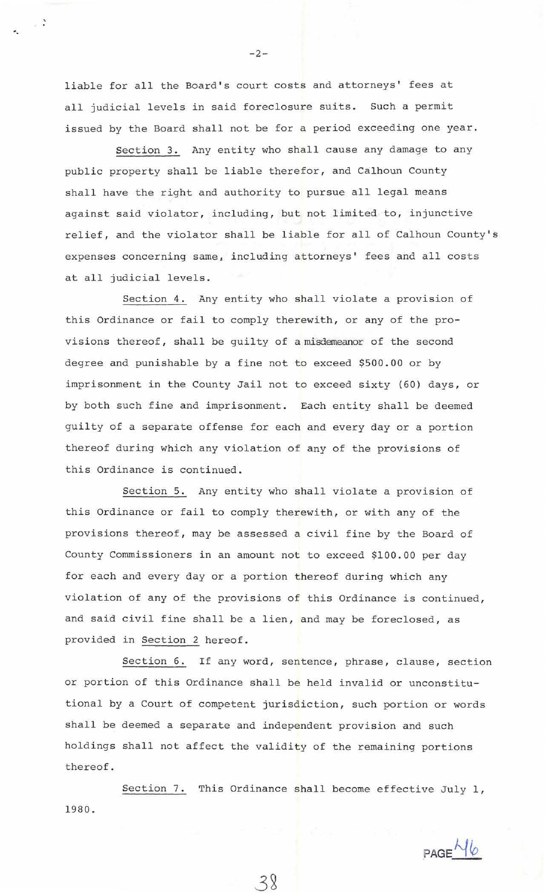liable for all the Board's court costs and attorneys' fees at all judicial levels in said foreclosure suits. Such a permit issued by the Board shall not be for a period exceeding one year.

Section 3. Any entity who shall cause any damage to any public property shall be liable therefor, and Calhoun County shall have the right and authority to pursue all legal means against said violator, including, but not limited to, injunctive relief, and the violator shall be liable for all of Calhoun County's expenses concerning same, including attorneys' fees and all costs at all judicial levels.

Section 4. Any entity who shall violate a provision of this Ordinance or fail to comply therewith, or any of the provisions thereof, shall be guilty of a misdemeanor of the second degree and punishable by a fine not to exceed $500.00 or by imprisonment in the County Jail not to exceed sixty (60) days, or by both such fine and imprisonment. Each entity shall be deemed guilty of a separate offense for each and every day or a portion thereof during which any violation of any of the provisions of this Ordinance is continued.

Section 5. Any entity who shall violate a provision of this Ordinance or fail to comply therewith, or with any of the provisions thereof, may be assessed a civil fine by the Board of County Commissioners in an amount not to exceed $100.00 per day for each and every day or a portion thereof during which any violation of any of the provisions of this Ordinance is continued, and said civil fine shall be a lien, and may be foreclosed, as provided in Section 2 hereof.

Section 6. If any word, sentence, phrase, clause, section or portion of this Ordinance shall be held invalid or unconstitutional by a Court of competent jurisdiction, such portion or words shall be deemed a separate and independent provision and such holdings shall not affect the validity of the remaining portions thereof.

Section 7. This Ordinance shall become effective July 1, 1980.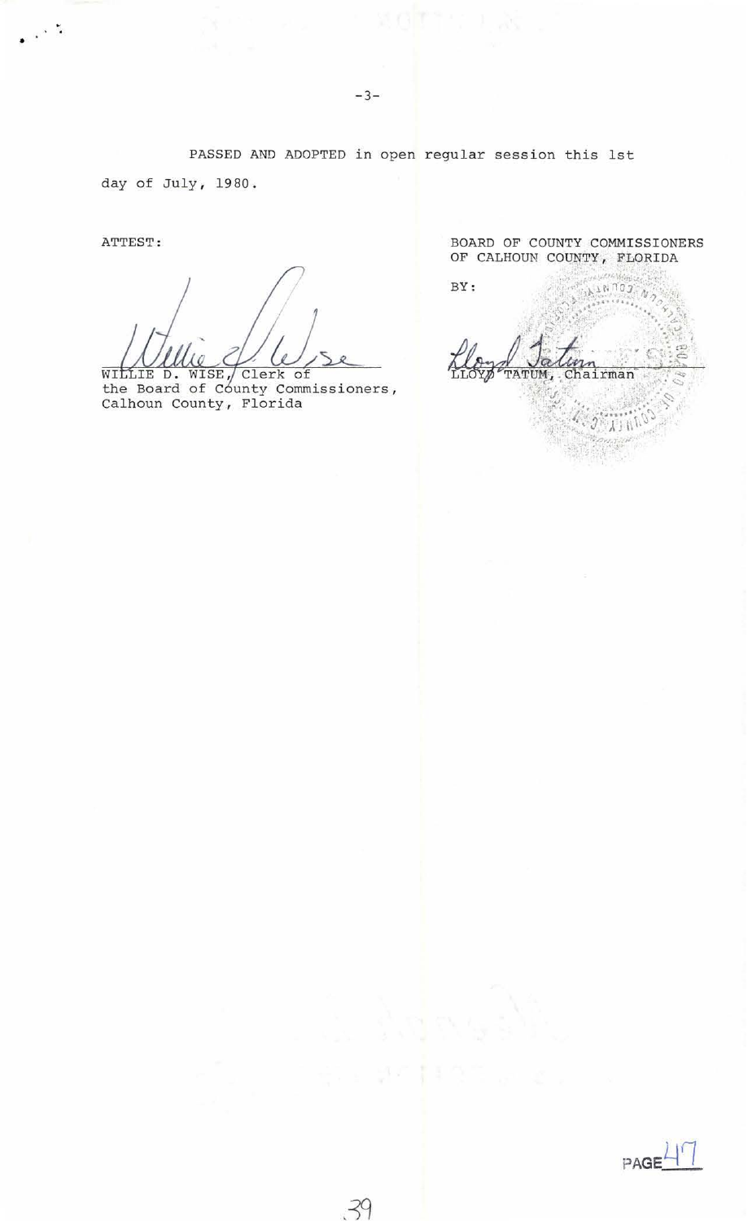PASSED AND ADOPTED in open regular session this 1st day of July, 1980.

ATTEST:

WILLIE D. WISE, Clerk of the Board of County Commissioners, Calhoun County, Florida

BOARD OF COUNTY COMMISSIONERS OF CALHOUN COUNTY, FLORIDA

BY:

LLOYD TATUM, Chairman